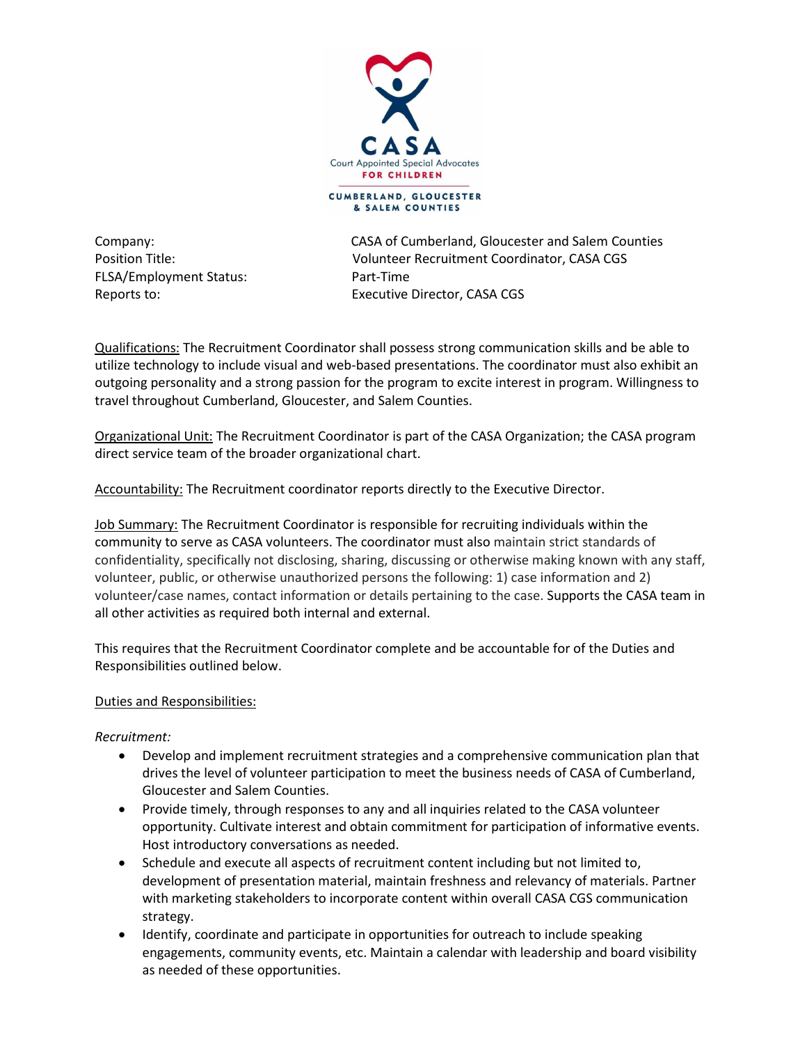CASA
Court Appointed Special Advocates
FOR CHILDREN
CUMBERLAND, GLOUCESTER & SALEM COUNTIES

| | |
|---|---|
| Company: | CASA of Cumberland, Gloucester and Salem Counties |
| Position Title: | Volunteer Recruitment Coordinator, CASA CGS |
| FLSA/Employment Status: | Part-Time |
| Reports to: | Executive Director, CASA CGS |

Qualifications: The Recruitment Coordinator shall possess strong communication skills and be able to utilize technology to include visual and web-based presentations. The coordinator must also exhibit an outgoing personality and a strong passion for the program to excite interest in program. Willingness to travel throughout Cumberland, Gloucester, and Salem Counties.

Organizational Unit: The Recruitment Coordinator is part of the CASA Organization; the CASA program direct service team of the broader organizational chart.

Accountability: The Recruitment coordinator reports directly to the Executive Director.

Job Summary: The Recruitment Coordinator is responsible for recruiting individuals within the community to serve as CASA volunteers. The coordinator must also maintain strict standards of confidentiality, specifically not disclosing, sharing, discussing or otherwise making known with any staff, volunteer, public, or otherwise unauthorized persons the following: 1) case information and 2) volunteer/case names, contact information or details pertaining to the case. Supports the CASA team in all other activities as required both internal and external.

This requires that the Recruitment Coordinator complete and be accountable for of the Duties and Responsibilities outlined below.

Duties and Responsibilities:

*Recruitment:*

- Develop and implement recruitment strategies and a comprehensive communication plan that drives the level of volunteer participation to meet the business needs of CASA of Cumberland, Gloucester and Salem Counties.
- Provide timely, through responses to any and all inquiries related to the CASA volunteer opportunity. Cultivate interest and obtain commitment for participation of informative events. Host introductory conversations as needed.
- Schedule and execute all aspects of recruitment content including but not limited to, development of presentation material, maintain freshness and relevancy of materials. Partner with marketing stakeholders to incorporate content within overall CASA CGS communication strategy.
- Identify, coordinate and participate in opportunities for outreach to include speaking engagements, community events, etc. Maintain a calendar with leadership and board visibility as needed of these opportunities.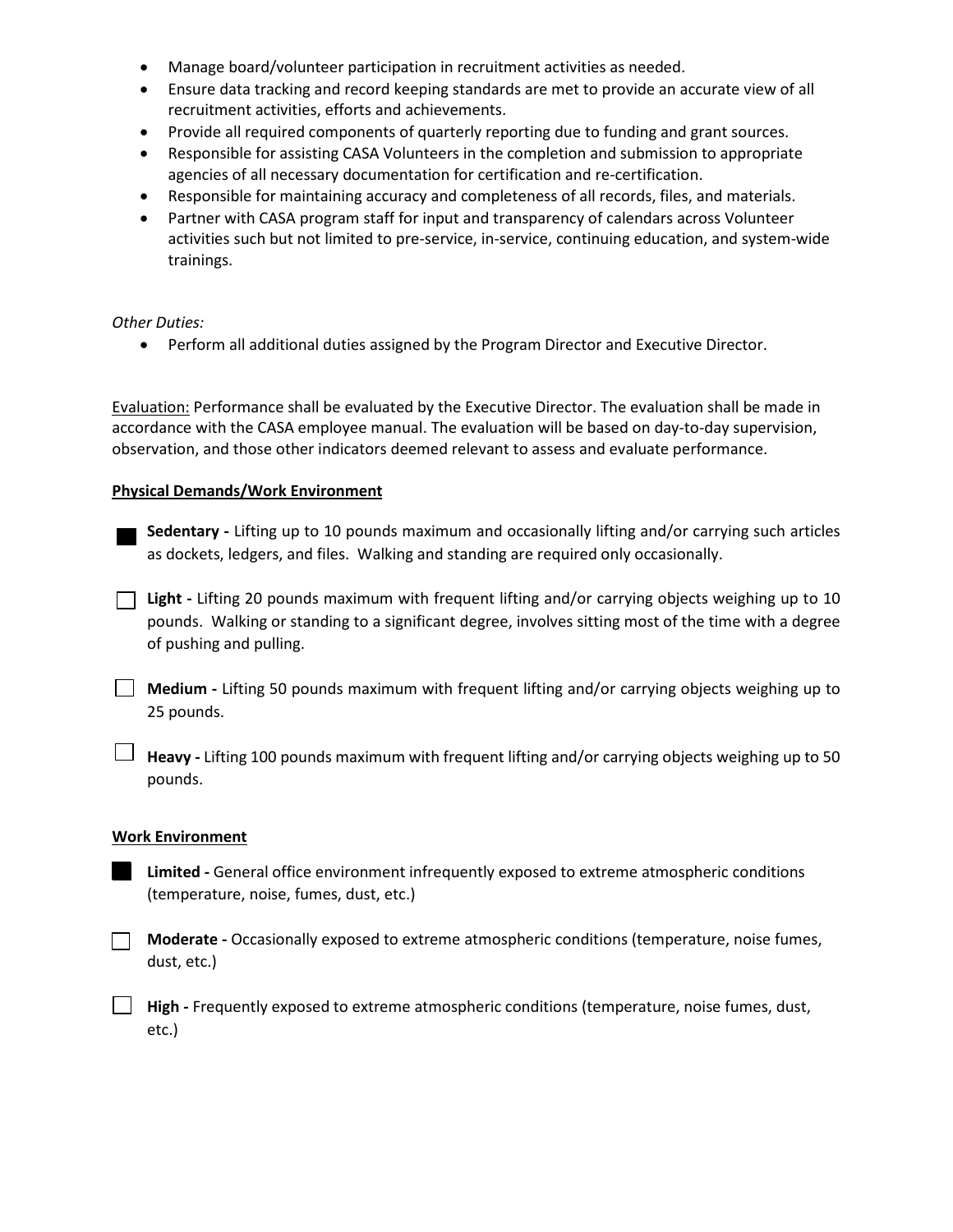- Manage board/volunteer participation in recruitment activities as needed.
- Ensure data tracking and record keeping standards are met to provide an accurate view of all recruitment activities, efforts and achievements.
- Provide all required components of quarterly reporting due to funding and grant sources.
- Responsible for assisting CASA Volunteers in the completion and submission to appropriate agencies of all necessary documentation for certification and re-certification.
- Responsible for maintaining accuracy and completeness of all records, files, and materials.
- Partner with CASA program staff for input and transparency of calendars across Volunteer activities such but not limited to pre-service, in-service, continuing education, and system-wide trainings.

*Other Duties:*

- Perform all additional duties assigned by the Program Director and Executive Director.

<u>Evaluation:</u> Performance shall be evaluated by the Executive Director. The evaluation shall be made in accordance with the CASA employee manual. The evaluation will be based on day-to-day supervision, observation, and those other indicators deemed relevant to assess and evaluate performance.

**<u>Physical Demands/Work Environment</u>**

- [x] **Sedentary -** Lifting up to 10 pounds maximum and occasionally lifting and/or carrying such articles as dockets, ledgers, and files. Walking and standing are required only occasionally.

- [ ] **Light -** Lifting 20 pounds maximum with frequent lifting and/or carrying objects weighing up to 10 pounds. Walking or standing to a significant degree, involves sitting most of the time with a degree of pushing and pulling.

- [ ] **Medium -** Lifting 50 pounds maximum with frequent lifting and/or carrying objects weighing up to 25 pounds.

- [ ] **Heavy -** Lifting 100 pounds maximum with frequent lifting and/or carrying objects weighing up to 50 pounds.

**<u>Work Environment</u>**

- [x] **Limited -** General office environment infrequently exposed to extreme atmospheric conditions (temperature, noise, fumes, dust, etc.)

- [ ] **Moderate -** Occasionally exposed to extreme atmospheric conditions (temperature, noise fumes, dust, etc.)

- [ ] **High -** Frequently exposed to extreme atmospheric conditions (temperature, noise fumes, dust, etc.)